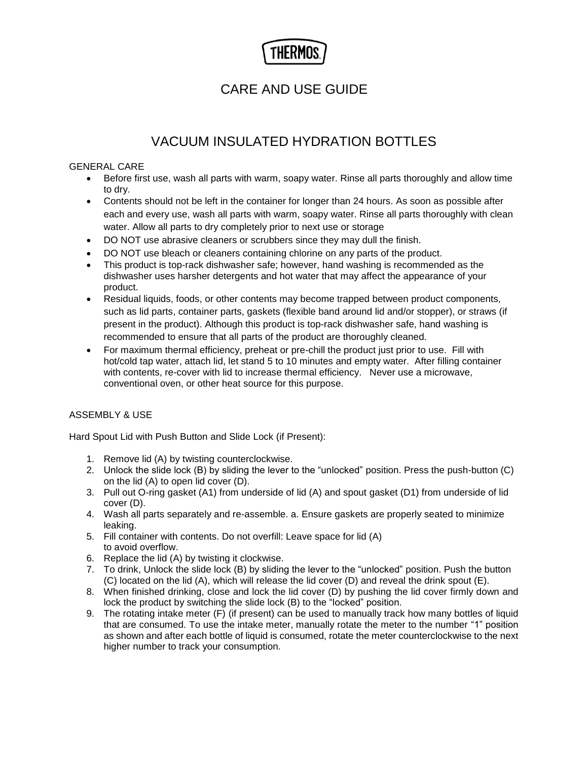THERMOS

# CARE AND USE GUIDE

# VACUUM INSULATED HYDRATION BOTTLES

## GENERAL CARE

- Before first use, wash all parts with warm, soapy water. Rinse all parts thoroughly and allow time to dry.
- Contents should not be left in the container for longer than 24 hours. As soon as possible after each and every use, wash all parts with warm, soapy water. Rinse all parts thoroughly with clean water. Allow all parts to dry completely prior to next use or storage
- DO NOT use abrasive cleaners or scrubbers since they may dull the finish.
- DO NOT use bleach or cleaners containing chlorine on any parts of the product.
- This product is top-rack dishwasher safe; however, hand washing is recommended as the dishwasher uses harsher detergents and hot water that may affect the appearance of your product.
- Residual liquids, foods, or other contents may become trapped between product components, such as lid parts, container parts, gaskets (flexible band around lid and/or stopper), or straws (if present in the product). Although this product is top-rack dishwasher safe, hand washing is recommended to ensure that all parts of the product are thoroughly cleaned.
- For maximum thermal efficiency, preheat or pre-chill the product just prior to use. Fill with hot/cold tap water, attach lid, let stand 5 to 10 minutes and empty water. After filling container with contents, re-cover with lid to increase thermal efficiency. Never use a microwave, conventional oven, or other heat source for this purpose.

## ASSEMBLY & USE

Hard Spout Lid with Push Button and Slide Lock (if Present):

1. Remove lid (A) by twisting counterclockwise.
2. Unlock the slide lock (B) by sliding the lever to the "unlocked" position. Press the push-button (C) on the lid (A) to open lid cover (D).
3. Pull out O-ring gasket (A1) from underside of lid (A) and spout gasket (D1) from underside of lid cover (D).
4. Wash all parts separately and re-assemble. a. Ensure gaskets are properly seated to minimize leaking.
5. Fill container with contents. Do not overfill: Leave space for lid (A) to avoid overflow.
6. Replace the lid (A) by twisting it clockwise.
7. To drink, Unlock the slide lock (B) by sliding the lever to the "unlocked" position. Push the button (C) located on the lid (A), which will release the lid cover (D) and reveal the drink spout (E).
8. When finished drinking, close and lock the lid cover (D) by pushing the lid cover firmly down and lock the product by switching the slide lock (B) to the "locked" position.
9. The rotating intake meter (F) (if present) can be used to manually track how many bottles of liquid that are consumed. To use the intake meter, manually rotate the meter to the number "1" position as shown and after each bottle of liquid is consumed, rotate the meter counterclockwise to the next higher number to track your consumption.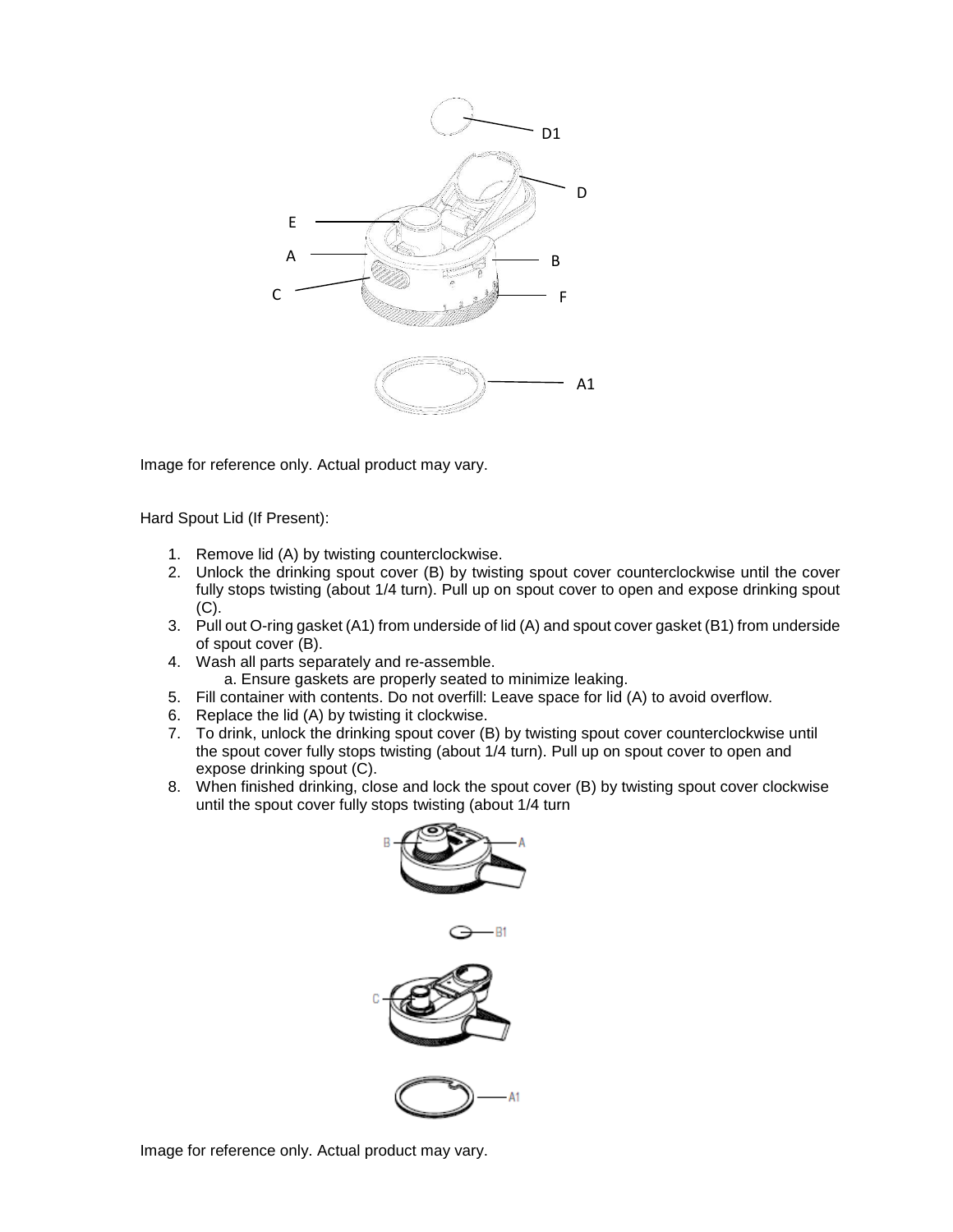Image for reference only. Actual product may vary.

Hard Spout Lid (If Present):

1. Remove lid (A) by twisting counterclockwise.
2. Unlock the drinking spout cover (B) by twisting spout cover counterclockwise until the cover fully stops twisting (about 1/4 turn). Pull up on spout cover to open and expose drinking spout (C).
3. Pull out O-ring gasket (A1) from underside of lid (A) and spout cover gasket (B1) from underside of spout cover (B).
4. Wash all parts separately and re-assemble.
   a. Ensure gaskets are properly seated to minimize leaking.
5. Fill container with contents. Do not overfill: Leave space for lid (A) to avoid overflow.
6. Replace the lid (A) by twisting it clockwise.
7. To drink, unlock the drinking spout cover (B) by twisting spout cover counterclockwise until the spout cover fully stops twisting (about 1/4 turn). Pull up on spout cover to open and expose drinking spout (C).
8. When finished drinking, close and lock the spout cover (B) by twisting spout cover clockwise until the spout cover fully stops twisting (about 1/4 turn

Image for reference only. Actual product may vary.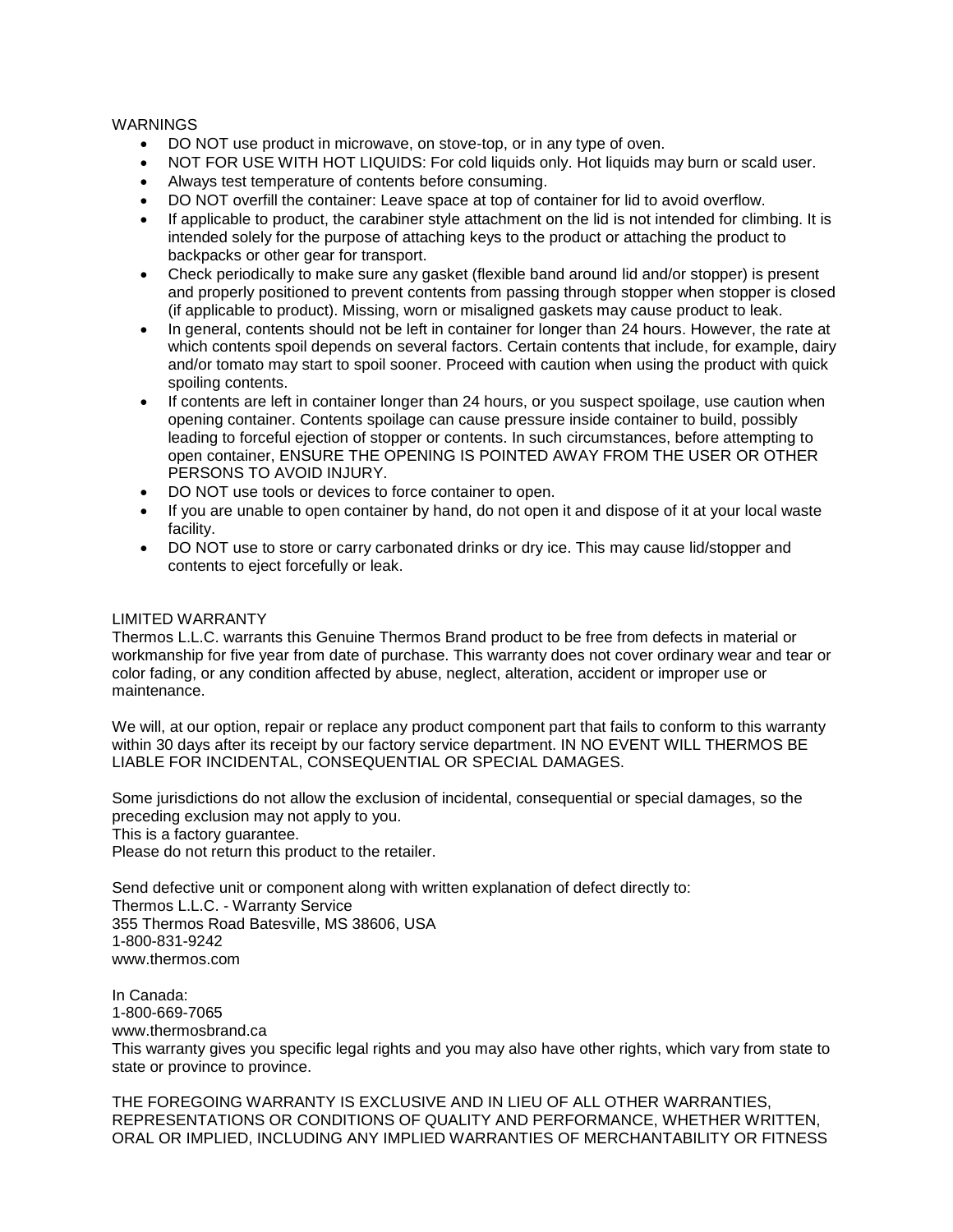WARNINGS

- DO NOT use product in microwave, on stove-top, or in any type of oven.
- NOT FOR USE WITH HOT LIQUIDS: For cold liquids only. Hot liquids may burn or scald user.
- Always test temperature of contents before consuming.
- DO NOT overfill the container: Leave space at top of container for lid to avoid overflow.
- If applicable to product, the carabiner style attachment on the lid is not intended for climbing. It is intended solely for the purpose of attaching keys to the product or attaching the product to backpacks or other gear for transport.
- Check periodically to make sure any gasket (flexible band around lid and/or stopper) is present and properly positioned to prevent contents from passing through stopper when stopper is closed (if applicable to product). Missing, worn or misaligned gaskets may cause product to leak.
- In general, contents should not be left in container for longer than 24 hours. However, the rate at which contents spoil depends on several factors. Certain contents that include, for example, dairy and/or tomato may start to spoil sooner. Proceed with caution when using the product with quick spoiling contents.
- If contents are left in container longer than 24 hours, or you suspect spoilage, use caution when opening container. Contents spoilage can cause pressure inside container to build, possibly leading to forceful ejection of stopper or contents. In such circumstances, before attempting to open container, ENSURE THE OPENING IS POINTED AWAY FROM THE USER OR OTHER PERSONS TO AVOID INJURY.
- DO NOT use tools or devices to force container to open.
- If you are unable to open container by hand, do not open it and dispose of it at your local waste facility.
- DO NOT use to store or carry carbonated drinks or dry ice. This may cause lid/stopper and contents to eject forcefully or leak.

LIMITED WARRANTY

Thermos L.L.C. warrants this Genuine Thermos Brand product to be free from defects in material or workmanship for five year from date of purchase. This warranty does not cover ordinary wear and tear or color fading, or any condition affected by abuse, neglect, alteration, accident or improper use or maintenance.

We will, at our option, repair or replace any product component part that fails to conform to this warranty within 30 days after its receipt by our factory service department. IN NO EVENT WILL THERMOS BE LIABLE FOR INCIDENTAL, CONSEQUENTIAL OR SPECIAL DAMAGES.

Some jurisdictions do not allow the exclusion of incidental, consequential or special damages, so the preceding exclusion may not apply to you.
This is a factory guarantee.
Please do not return this product to the retailer.

Send defective unit or component along with written explanation of defect directly to:
Thermos L.L.C. - Warranty Service
355 Thermos Road Batesville, MS 38606, USA
1-800-831-9242
www.thermos.com

In Canada:
1-800-669-7065
www.thermosbrand.ca
This warranty gives you specific legal rights and you may also have other rights, which vary from state to state or province to province.

THE FOREGOING WARRANTY IS EXCLUSIVE AND IN LIEU OF ALL OTHER WARRANTIES, REPRESENTATIONS OR CONDITIONS OF QUALITY AND PERFORMANCE, WHETHER WRITTEN, ORAL OR IMPLIED, INCLUDING ANY IMPLIED WARRANTIES OF MERCHANTABILITY OR FITNESS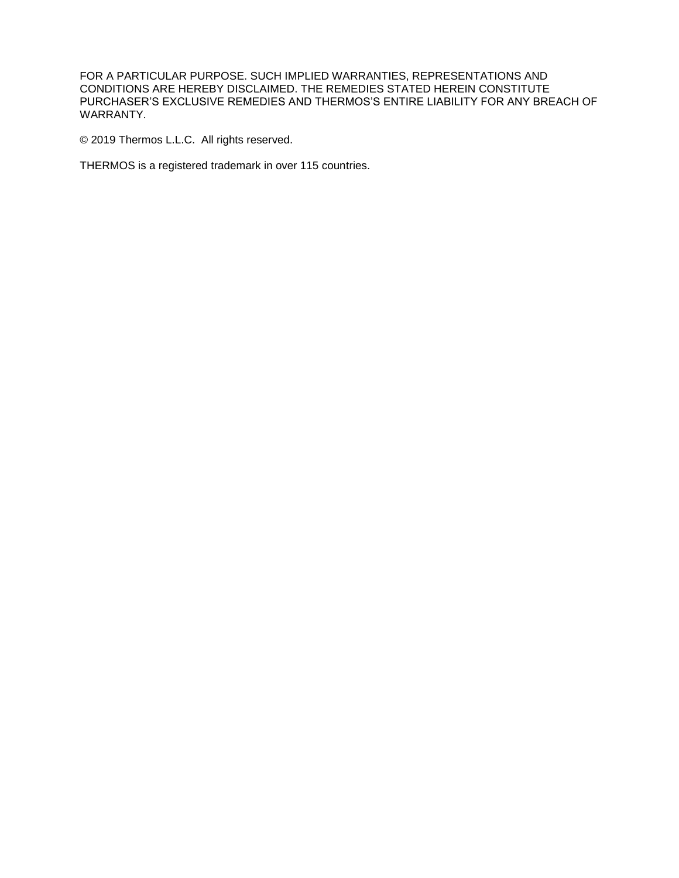FOR A PARTICULAR PURPOSE. SUCH IMPLIED WARRANTIES, REPRESENTATIONS AND CONDITIONS ARE HEREBY DISCLAIMED. THE REMEDIES STATED HEREIN CONSTITUTE PURCHASER'S EXCLUSIVE REMEDIES AND THERMOS'S ENTIRE LIABILITY FOR ANY BREACH OF WARRANTY.

© 2019 Thermos L.L.C. All rights reserved.

THERMOS is a registered trademark in over 115 countries.